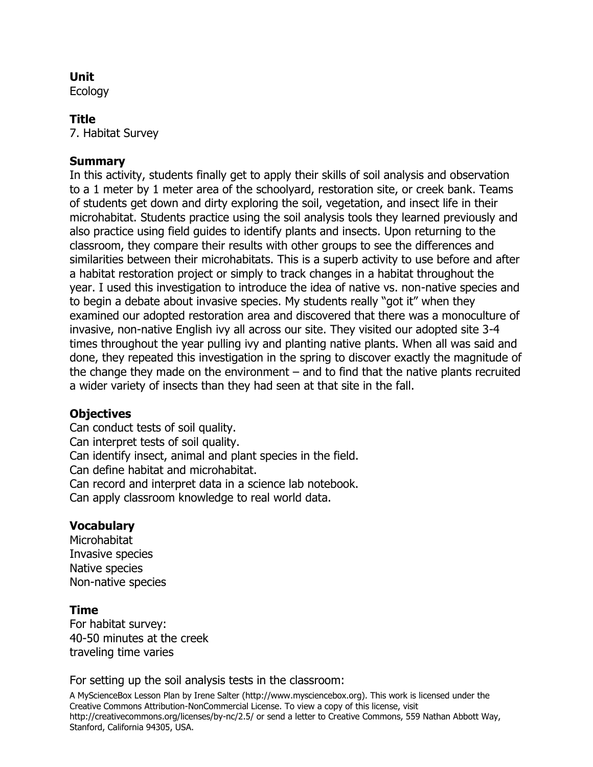## Unit

Ecology

## Title

7. Habitat Survey

## Summary

In this activity, students finally get to apply their skills of soil analysis and observation to a 1 meter by 1 meter area of the schoolyard, restoration site, or creek bank. Teams of students get down and dirty exploring the soil, vegetation, and insect life in their microhabitat. Students practice using the soil analysis tools they learned previously and also practice using field guides to identify plants and insects. Upon returning to the classroom, they compare their results with other groups to see the differences and similarities between their microhabitats. This is a superb activity to use before and after a habitat restoration project or simply to track changes in a habitat throughout the year. I used this investigation to introduce the idea of native vs. non-native species and to begin a debate about invasive species. My students really "got it" when they examined our adopted restoration area and discovered that there was a monoculture of invasive, non-native English ivy all across our site. They visited our adopted site 3-4 times throughout the year pulling ivy and planting native plants. When all was said and done, they repeated this investigation in the spring to discover exactly the magnitude of the change they made on the environment – and to find that the native plants recruited a wider variety of insects than they had seen at that site in the fall.

## Objectives

Can conduct tests of soil quality.
Can interpret tests of soil quality.
Can identify insect, animal and plant species in the field.
Can define habitat and microhabitat.
Can record and interpret data in a science lab notebook.
Can apply classroom knowledge to real world data.

## Vocabulary

Microhabitat
Invasive species
Native species
Non-native species

## Time

For habitat survey:
40-50 minutes at the creek
traveling time varies

For setting up the soil analysis tests in the classroom:

A MyScienceBox Lesson Plan by Irene Salter (http://www.mysciencebox.org). This work is licensed under the Creative Commons Attribution-NonCommercial License. To view a copy of this license, visit http://creativecommons.org/licenses/by-nc/2.5/ or send a letter to Creative Commons, 559 Nathan Abbott Way, Stanford, California 94305, USA.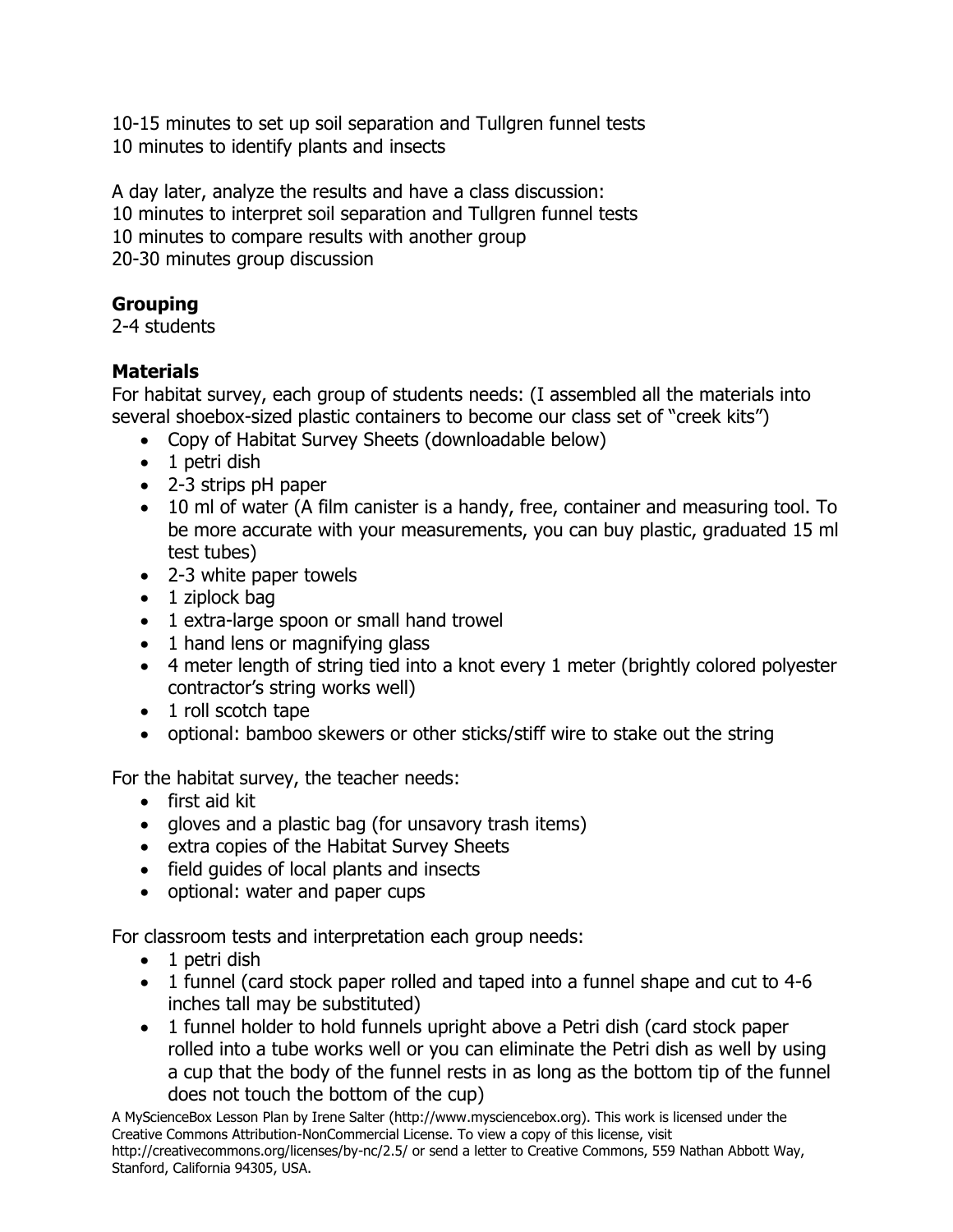10-15 minutes to set up soil separation and Tullgren funnel tests
10 minutes to identify plants and insects

A day later, analyze the results and have a class discussion:
10 minutes to interpret soil separation and Tullgren funnel tests
10 minutes to compare results with another group
20-30 minutes group discussion

### Grouping

2-4 students

### Materials

For habitat survey, each group of students needs: (I assembled all the materials into several shoebox-sized plastic containers to become our class set of "creek kits")

- Copy of Habitat Survey Sheets (downloadable below)
- 1 petri dish
- 2-3 strips pH paper
- 10 ml of water (A film canister is a handy, free, container and measuring tool. To be more accurate with your measurements, you can buy plastic, graduated 15 ml test tubes)
- 2-3 white paper towels
- 1 ziplock bag
- 1 extra-large spoon or small hand trowel
- 1 hand lens or magnifying glass
- 4 meter length of string tied into a knot every 1 meter (brightly colored polyester contractor's string works well)
- 1 roll scotch tape
- optional: bamboo skewers or other sticks/stiff wire to stake out the string

For the habitat survey, the teacher needs:

- first aid kit
- gloves and a plastic bag (for unsavory trash items)
- extra copies of the Habitat Survey Sheets
- field guides of local plants and insects
- optional: water and paper cups

For classroom tests and interpretation each group needs:

- 1 petri dish
- 1 funnel (card stock paper rolled and taped into a funnel shape and cut to 4-6 inches tall may be substituted)
- 1 funnel holder to hold funnels upright above a Petri dish (card stock paper rolled into a tube works well or you can eliminate the Petri dish as well by using a cup that the body of the funnel rests in as long as the bottom tip of the funnel does not touch the bottom of the cup)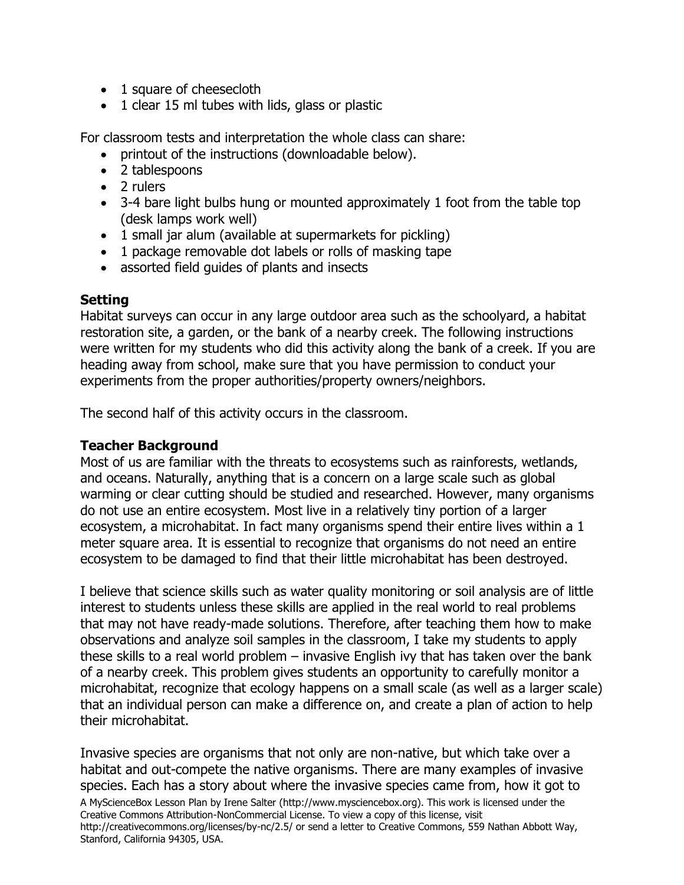- 1 square of cheesecloth
- 1 clear 15 ml tubes with lids, glass or plastic

For classroom tests and interpretation the whole class can share:

- printout of the instructions (downloadable below).
- 2 tablespoons
- 2 rulers
- 3-4 bare light bulbs hung or mounted approximately 1 foot from the table top (desk lamps work well)
- 1 small jar alum (available at supermarkets for pickling)
- 1 package removable dot labels or rolls of masking tape
- assorted field guides of plants and insects

### Setting

Habitat surveys can occur in any large outdoor area such as the schoolyard, a habitat restoration site, a garden, or the bank of a nearby creek. The following instructions were written for my students who did this activity along the bank of a creek. If you are heading away from school, make sure that you have permission to conduct your experiments from the proper authorities/property owners/neighbors.

The second half of this activity occurs in the classroom.

### Teacher Background

Most of us are familiar with the threats to ecosystems such as rainforests, wetlands, and oceans. Naturally, anything that is a concern on a large scale such as global warming or clear cutting should be studied and researched. However, many organisms do not use an entire ecosystem. Most live in a relatively tiny portion of a larger ecosystem, a microhabitat. In fact many organisms spend their entire lives within a 1 meter square area. It is essential to recognize that organisms do not need an entire ecosystem to be damaged to find that their little microhabitat has been destroyed.

I believe that science skills such as water quality monitoring or soil analysis are of little interest to students unless these skills are applied in the real world to real problems that may not have ready-made solutions. Therefore, after teaching them how to make observations and analyze soil samples in the classroom, I take my students to apply these skills to a real world problem – invasive English ivy that has taken over the bank of a nearby creek. This problem gives students an opportunity to carefully monitor a microhabitat, recognize that ecology happens on a small scale (as well as a larger scale) that an individual person can make a difference on, and create a plan of action to help their microhabitat.

Invasive species are organisms that not only are non-native, but which take over a habitat and out-compete the native organisms. There are many examples of invasive species. Each has a story about where the invasive species came from, how it got to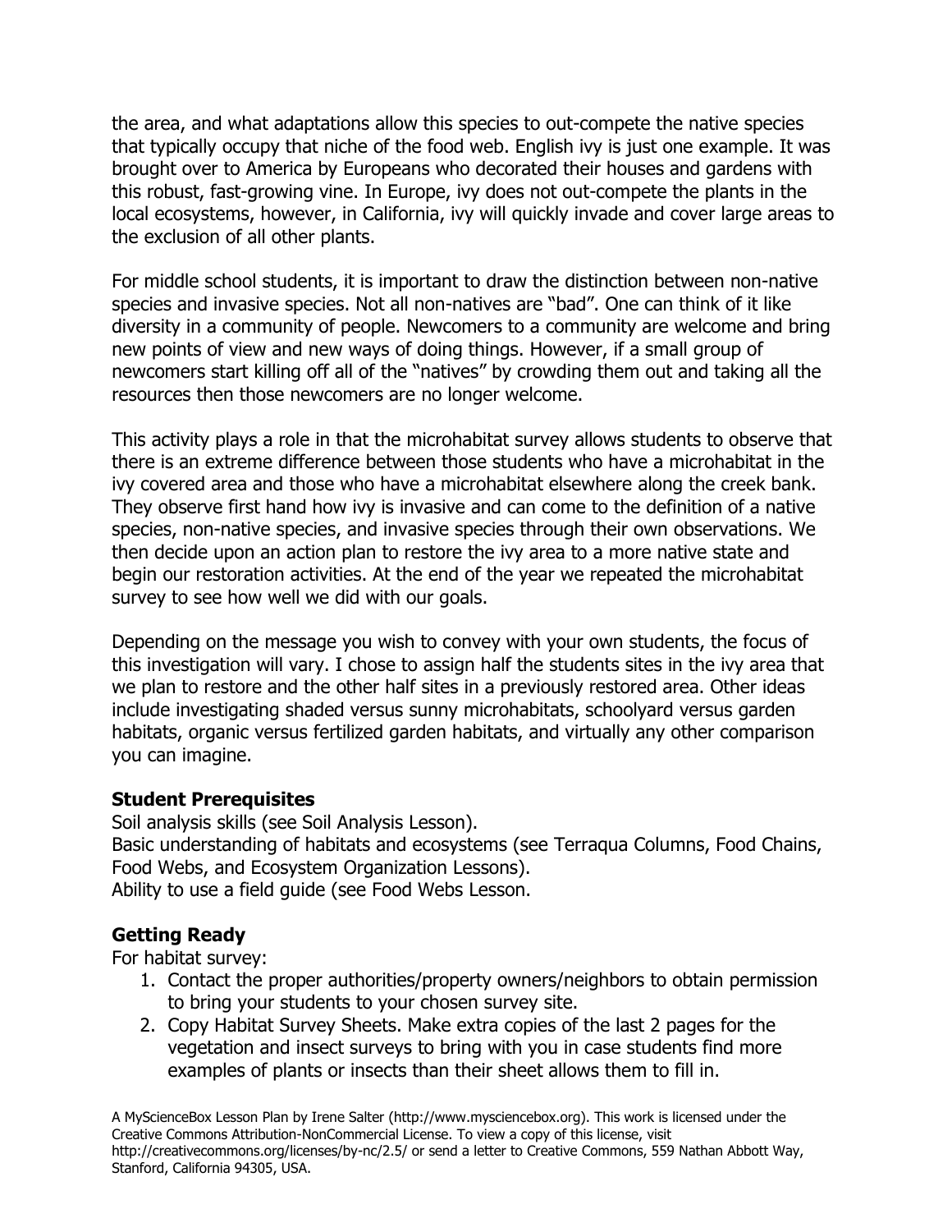the area, and what adaptations allow this species to out-compete the native species that typically occupy that niche of the food web. English ivy is just one example. It was brought over to America by Europeans who decorated their houses and gardens with this robust, fast-growing vine. In Europe, ivy does not out-compete the plants in the local ecosystems, however, in California, ivy will quickly invade and cover large areas to the exclusion of all other plants.

For middle school students, it is important to draw the distinction between non-native species and invasive species. Not all non-natives are "bad". One can think of it like diversity in a community of people. Newcomers to a community are welcome and bring new points of view and new ways of doing things. However, if a small group of newcomers start killing off all of the "natives" by crowding them out and taking all the resources then those newcomers are no longer welcome.

This activity plays a role in that the microhabitat survey allows students to observe that there is an extreme difference between those students who have a microhabitat in the ivy covered area and those who have a microhabitat elsewhere along the creek bank. They observe first hand how ivy is invasive and can come to the definition of a native species, non-native species, and invasive species through their own observations. We then decide upon an action plan to restore the ivy area to a more native state and begin our restoration activities. At the end of the year we repeated the microhabitat survey to see how well we did with our goals.

Depending on the message you wish to convey with your own students, the focus of this investigation will vary. I chose to assign half the students sites in the ivy area that we plan to restore and the other half sites in a previously restored area. Other ideas include investigating shaded versus sunny microhabitats, schoolyard versus garden habitats, organic versus fertilized garden habitats, and virtually any other comparison you can imagine.

### Student Prerequisites

Soil analysis skills (see Soil Analysis Lesson).
Basic understanding of habitats and ecosystems (see Terraqua Columns, Food Chains, Food Webs, and Ecosystem Organization Lessons).
Ability to use a field guide (see Food Webs Lesson.

### Getting Ready

For habitat survey:

1. Contact the proper authorities/property owners/neighbors to obtain permission to bring your students to your chosen survey site.
2. Copy Habitat Survey Sheets. Make extra copies of the last 2 pages for the vegetation and insect surveys to bring with you in case students find more examples of plants or insects than their sheet allows them to fill in.

A MyScienceBox Lesson Plan by Irene Salter (http://www.mysciencebox.org). This work is licensed under the Creative Commons Attribution-NonCommercial License. To view a copy of this license, visit http://creativecommons.org/licenses/by-nc/2.5/ or send a letter to Creative Commons, 559 Nathan Abbott Way, Stanford, California 94305, USA.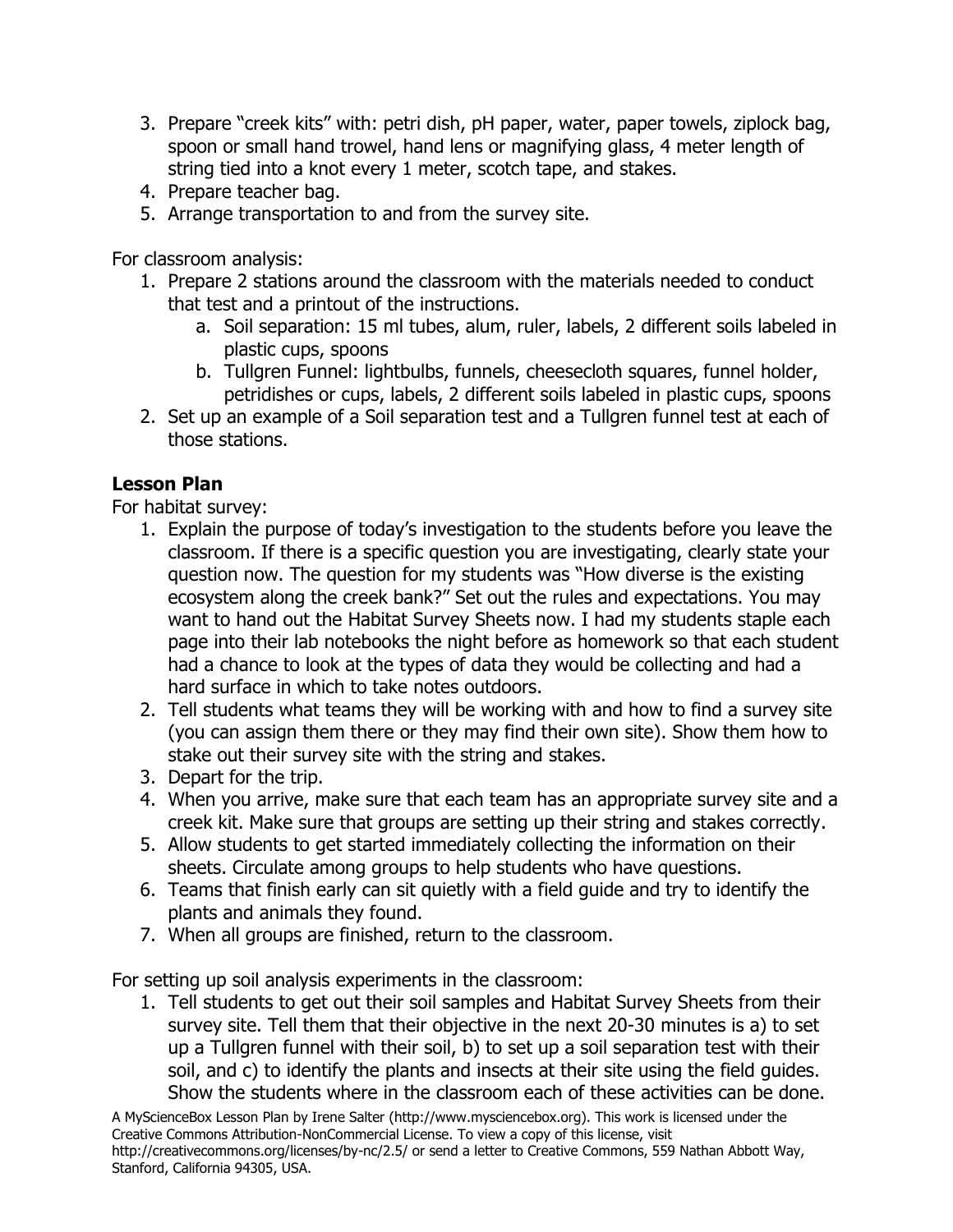3. Prepare "creek kits" with: petri dish, pH paper, water, paper towels, ziplock bag, spoon or small hand trowel, hand lens or magnifying glass, 4 meter length of string tied into a knot every 1 meter, scotch tape, and stakes.
4. Prepare teacher bag.
5. Arrange transportation to and from the survey site.

For classroom analysis:

1. Prepare 2 stations around the classroom with the materials needed to conduct that test and a printout of the instructions.
    a. Soil separation: 15 ml tubes, alum, ruler, labels, 2 different soils labeled in plastic cups, spoons
    b. Tullgren Funnel: lightbulbs, funnels, cheesecloth squares, funnel holder, petridishes or cups, labels, 2 different soils labeled in plastic cups, spoons
2. Set up an example of a Soil separation test and a Tullgren funnel test at each of those stations.

**Lesson Plan**

For habitat survey:

1. Explain the purpose of today's investigation to the students before you leave the classroom. If there is a specific question you are investigating, clearly state your question now. The question for my students was "How diverse is the existing ecosystem along the creek bank?" Set out the rules and expectations. You may want to hand out the Habitat Survey Sheets now. I had my students staple each page into their lab notebooks the night before as homework so that each student had a chance to look at the types of data they would be collecting and had a hard surface in which to take notes outdoors.
2. Tell students what teams they will be working with and how to find a survey site (you can assign them there or they may find their own site). Show them how to stake out their survey site with the string and stakes.
3. Depart for the trip.
4. When you arrive, make sure that each team has an appropriate survey site and a creek kit. Make sure that groups are setting up their string and stakes correctly.
5. Allow students to get started immediately collecting the information on their sheets. Circulate among groups to help students who have questions.
6. Teams that finish early can sit quietly with a field guide and try to identify the plants and animals they found.
7. When all groups are finished, return to the classroom.

For setting up soil analysis experiments in the classroom:

1. Tell students to get out their soil samples and Habitat Survey Sheets from their survey site. Tell them that their objective in the next 20-30 minutes is a) to set up a Tullgren funnel with their soil, b) to set up a soil separation test with their soil, and c) to identify the plants and insects at their site using the field guides. Show the students where in the classroom each of these activities can be done.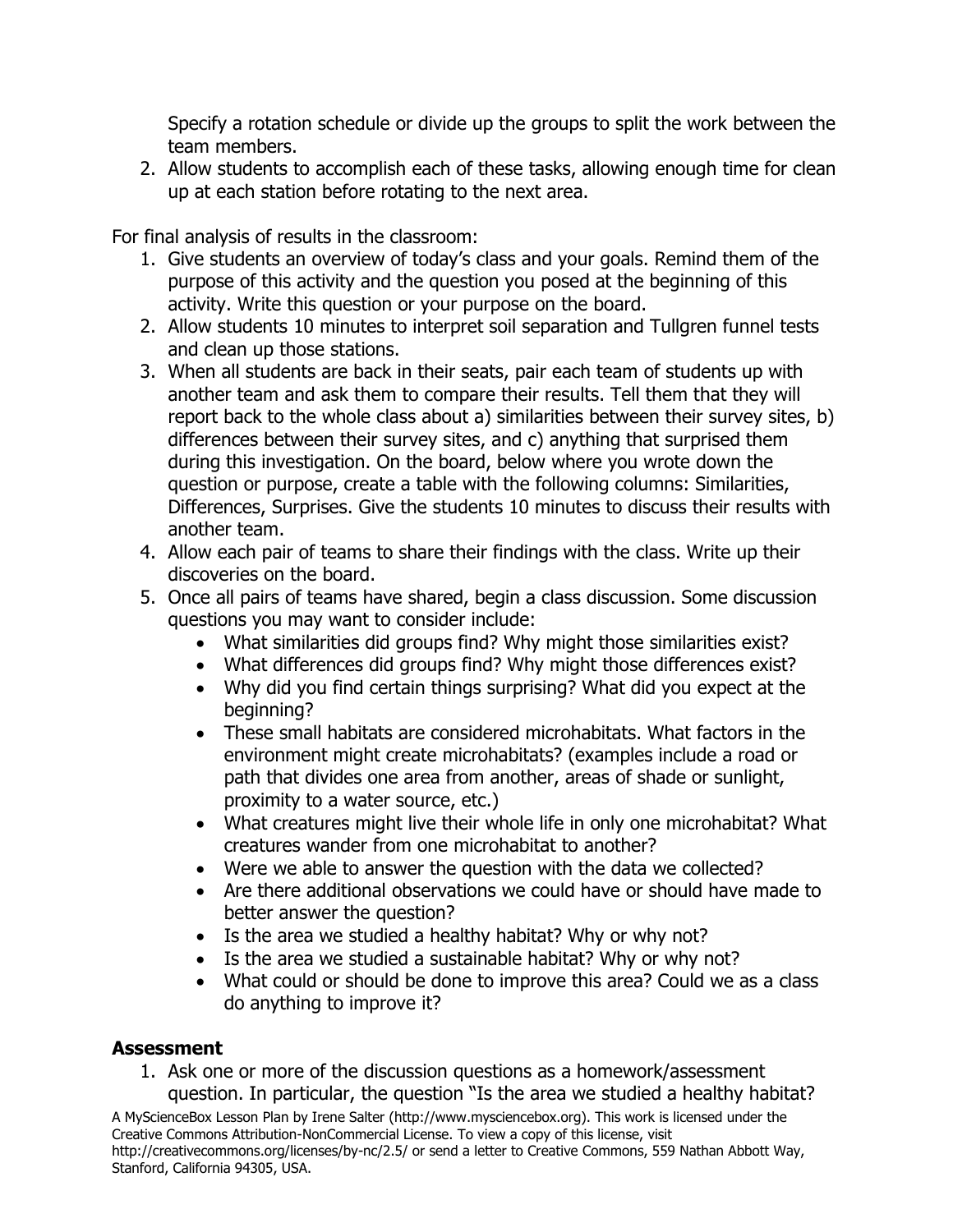Specify a rotation schedule or divide up the groups to split the work between the team members.

2. Allow students to accomplish each of these tasks, allowing enough time for clean up at each station before rotating to the next area.

For final analysis of results in the classroom:

1. Give students an overview of today's class and your goals. Remind them of the purpose of this activity and the question you posed at the beginning of this activity. Write this question or your purpose on the board.
2. Allow students 10 minutes to interpret soil separation and Tullgren funnel tests and clean up those stations.
3. When all students are back in their seats, pair each team of students up with another team and ask them to compare their results. Tell them that they will report back to the whole class about a) similarities between their survey sites, b) differences between their survey sites, and c) anything that surprised them during this investigation. On the board, below where you wrote down the question or purpose, create a table with the following columns: Similarities, Differences, Surprises. Give the students 10 minutes to discuss their results with another team.
4. Allow each pair of teams to share their findings with the class. Write up their discoveries on the board.
5. Once all pairs of teams have shared, begin a class discussion. Some discussion questions you may want to consider include:
    - What similarities did groups find? Why might those similarities exist?
    - What differences did groups find? Why might those differences exist?
    - Why did you find certain things surprising? What did you expect at the beginning?
    - These small habitats are considered microhabitats. What factors in the environment might create microhabitats? (examples include a road or path that divides one area from another, areas of shade or sunlight, proximity to a water source, etc.)
    - What creatures might live their whole life in only one microhabitat? What creatures wander from one microhabitat to another?
    - Were we able to answer the question with the data we collected?
    - Are there additional observations we could have or should have made to better answer the question?
    - Is the area we studied a healthy habitat? Why or why not?
    - Is the area we studied a sustainable habitat? Why or why not?
    - What could or should be done to improve this area? Could we as a class do anything to improve it?

## Assessment

1. Ask one or more of the discussion questions as a homework/assessment question. In particular, the question "Is the area we studied a healthy habitat?

A MyScienceBox Lesson Plan by Irene Salter (http://www.mysciencebox.org). This work is licensed under the Creative Commons Attribution-NonCommercial License. To view a copy of this license, visit http://creativecommons.org/licenses/by-nc/2.5/ or send a letter to Creative Commons, 559 Nathan Abbott Way, Stanford, California 94305, USA.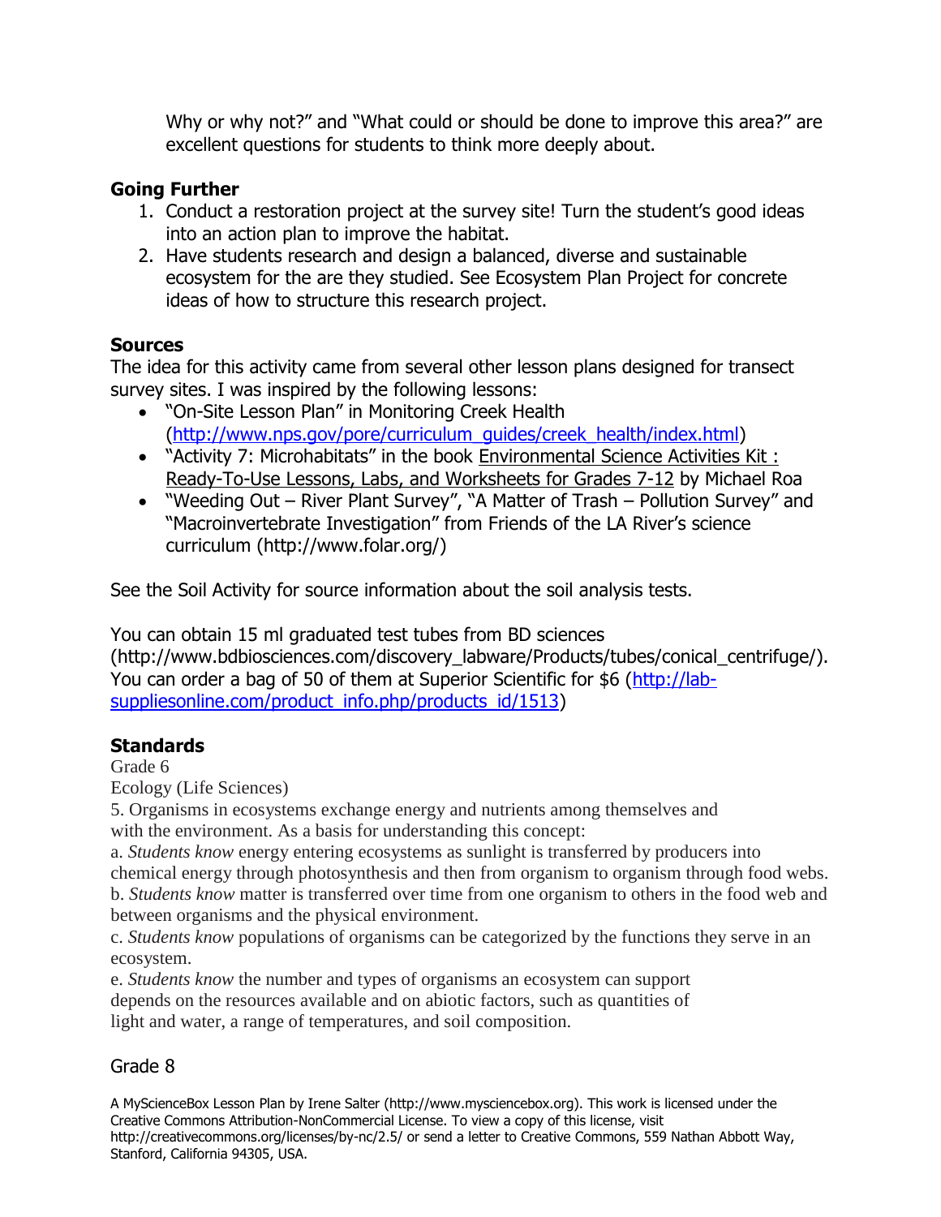Why or why not?" and "What could or should be done to improve this area?" are excellent questions for students to think more deeply about.

### Going Further

1. Conduct a restoration project at the survey site! Turn the student's good ideas into an action plan to improve the habitat.
2. Have students research and design a balanced, diverse and sustainable ecosystem for the are they studied. See Ecosystem Plan Project for concrete ideas of how to structure this research project.

### Sources

The idea for this activity came from several other lesson plans designed for transect survey sites. I was inspired by the following lessons:

- "On-Site Lesson Plan" in Monitoring Creek Health (http://www.nps.gov/pore/curriculum_guides/creek_health/index.html)
- "Activity 7: Microhabitats" in the book Environmental Science Activities Kit : Ready-To-Use Lessons, Labs, and Worksheets for Grades 7-12 by Michael Roa
- "Weeding Out – River Plant Survey", "A Matter of Trash – Pollution Survey" and "Macroinvertebrate Investigation" from Friends of the LA River's science curriculum (http://www.folar.org/)

See the Soil Activity for source information about the soil analysis tests.

You can obtain 15 ml graduated test tubes from BD sciences (http://www.bdbiosciences.com/discovery_labware/Products/tubes/conical_centrifuge/). You can order a bag of 50 of them at Superior Scientific for $6 (http://lab-suppliesonline.com/product_info.php/products_id/1513)

### Standards

Grade 6

Ecology (Life Sciences)

5. Organisms in ecosystems exchange energy and nutrients among themselves and with the environment. As a basis for understanding this concept:

a. *Students know* energy entering ecosystems as sunlight is transferred by producers into chemical energy through photosynthesis and then from organism to organism through food webs.

b. *Students know* matter is transferred over time from one organism to others in the food web and between organisms and the physical environment.

c. *Students know* populations of organisms can be categorized by the functions they serve in an ecosystem.

e. *Students know* the number and types of organisms an ecosystem can support depends on the resources available and on abiotic factors, such as quantities of light and water, a range of temperatures, and soil composition.

Grade 8

A MyScienceBox Lesson Plan by Irene Salter (http://www.mysciencebox.org). This work is licensed under the Creative Commons Attribution-NonCommercial License. To view a copy of this license, visit http://creativecommons.org/licenses/by-nc/2.5/ or send a letter to Creative Commons, 559 Nathan Abbott Way, Stanford, California 94305, USA.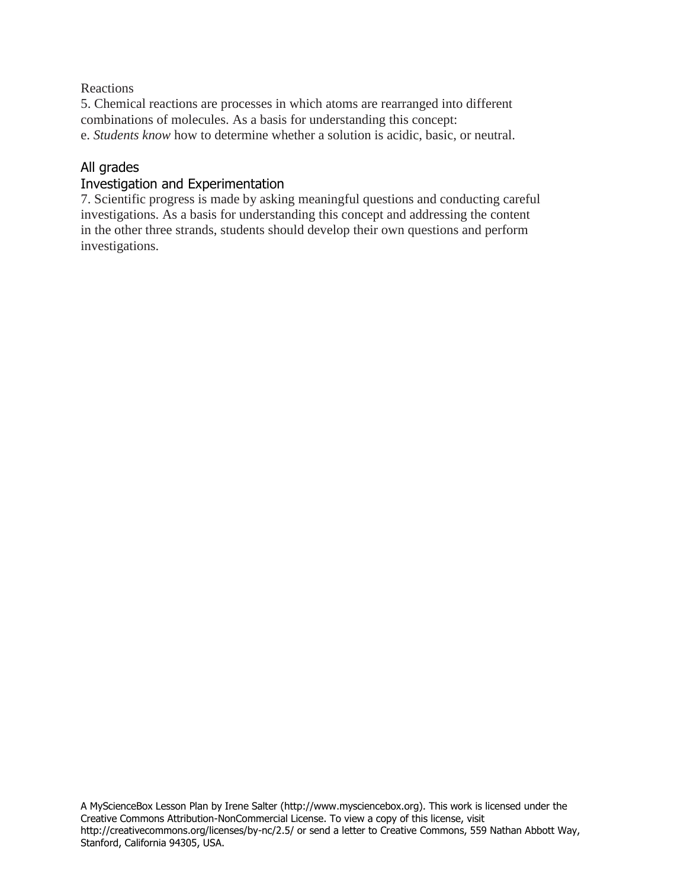Reactions

5. Chemical reactions are processes in which atoms are rearranged into different combinations of molecules. As a basis for understanding this concept:

e. *Students know* how to determine whether a solution is acidic, basic, or neutral.

All grades

Investigation and Experimentation

7. Scientific progress is made by asking meaningful questions and conducting careful investigations. As a basis for understanding this concept and addressing the content in the other three strands, students should develop their own questions and perform investigations.

A MyScienceBox Lesson Plan by Irene Salter (http://www.mysciencebox.org). This work is licensed under the Creative Commons Attribution-NonCommercial License. To view a copy of this license, visit http://creativecommons.org/licenses/by-nc/2.5/ or send a letter to Creative Commons, 559 Nathan Abbott Way, Stanford, California 94305, USA.